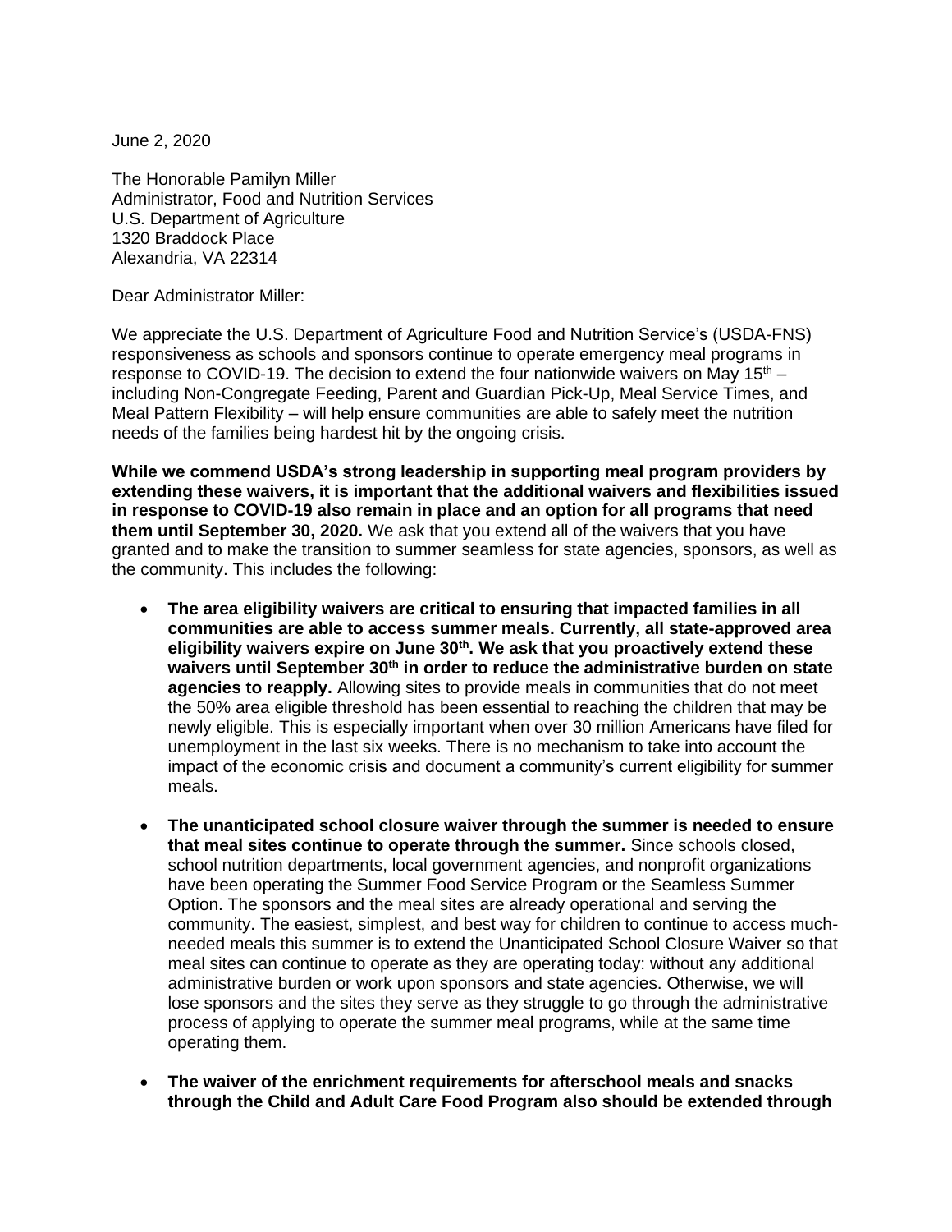June 2, 2020

The Honorable Pamilyn Miller
Administrator, Food and Nutrition Services
U.S. Department of Agriculture
1320 Braddock Place
Alexandria, VA 22314

Dear Administrator Miller:

We appreciate the U.S. Department of Agriculture Food and Nutrition Service's (USDA-FNS) responsiveness as schools and sponsors continue to operate emergency meal programs in response to COVID-19. The decision to extend the four nationwide waivers on May 15th – including Non-Congregate Feeding, Parent and Guardian Pick-Up, Meal Service Times, and Meal Pattern Flexibility – will help ensure communities are able to safely meet the nutrition needs of the families being hardest hit by the ongoing crisis.

**While we commend USDA's strong leadership in supporting meal program providers by extending these waivers, it is important that the additional waivers and flexibilities issued in response to COVID-19 also remain in place and an option for all programs that need them until September 30, 2020.** We ask that you extend all of the waivers that you have granted and to make the transition to summer seamless for state agencies, sponsors, as well as the community. This includes the following:

- **The area eligibility waivers are critical to ensuring that impacted families in all communities are able to access summer meals. Currently, all state-approved area eligibility waivers expire on June 30th. We ask that you proactively extend these waivers until September 30th in order to reduce the administrative burden on state agencies to reapply.** Allowing sites to provide meals in communities that do not meet the 50% area eligible threshold has been essential to reaching the children that may be newly eligible. This is especially important when over 30 million Americans have filed for unemployment in the last six weeks. There is no mechanism to take into account the impact of the economic crisis and document a community's current eligibility for summer meals.
- **The unanticipated school closure waiver through the summer is needed to ensure that meal sites continue to operate through the summer.** Since schools closed, school nutrition departments, local government agencies, and nonprofit organizations have been operating the Summer Food Service Program or the Seamless Summer Option. The sponsors and the meal sites are already operational and serving the community. The easiest, simplest, and best way for children to continue to access much-needed meals this summer is to extend the Unanticipated School Closure Waiver so that meal sites can continue to operate as they are operating today: without any additional administrative burden or work upon sponsors and state agencies. Otherwise, we will lose sponsors and the sites they serve as they struggle to go through the administrative process of applying to operate the summer meal programs, while at the same time operating them.
- **The waiver of the enrichment requirements for afterschool meals and snacks through the Child and Adult Care Food Program also should be extended through**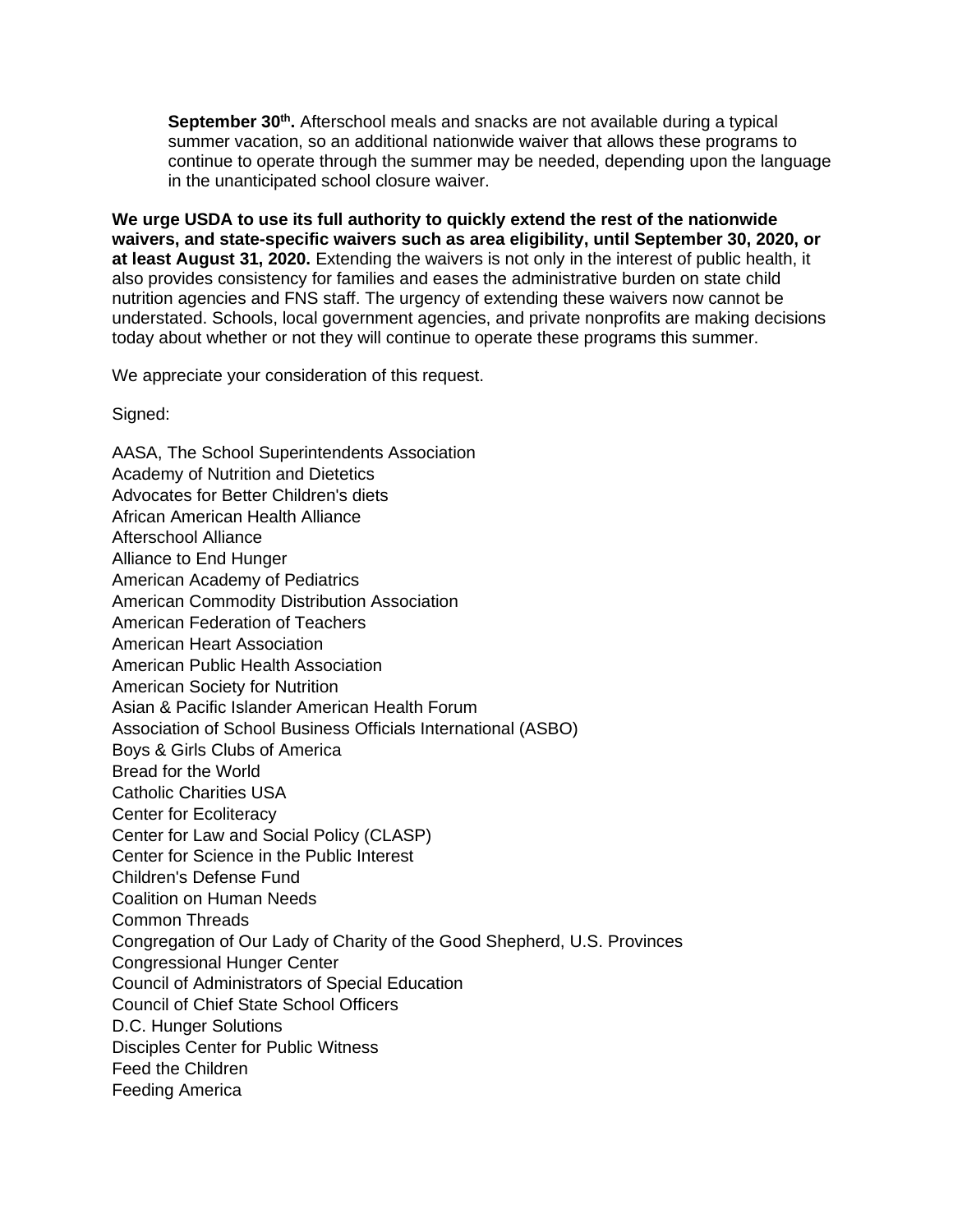**September 30th.** Afterschool meals and snacks are not available during a typical summer vacation, so an additional nationwide waiver that allows these programs to continue to operate through the summer may be needed, depending upon the language in the unanticipated school closure waiver.

**We urge USDA to use its full authority to quickly extend the rest of the nationwide waivers, and state-specific waivers such as area eligibility, until September 30, 2020, or at least August 31, 2020.** Extending the waivers is not only in the interest of public health, it also provides consistency for families and eases the administrative burden on state child nutrition agencies and FNS staff. The urgency of extending these waivers now cannot be understated. Schools, local government agencies, and private nonprofits are making decisions today about whether or not they will continue to operate these programs this summer.

We appreciate your consideration of this request.

Signed:

AASA, The School Superintendents Association
Academy of Nutrition and Dietetics
Advocates for Better Children's diets
African American Health Alliance
Afterschool Alliance
Alliance to End Hunger
American Academy of Pediatrics
American Commodity Distribution Association
American Federation of Teachers
American Heart Association
American Public Health Association
American Society for Nutrition
Asian & Pacific Islander American Health Forum
Association of School Business Officials International (ASBO)
Boys & Girls Clubs of America
Bread for the World
Catholic Charities USA
Center for Ecoliteracy
Center for Law and Social Policy (CLASP)
Center for Science in the Public Interest
Children's Defense Fund
Coalition on Human Needs
Common Threads
Congregation of Our Lady of Charity of the Good Shepherd, U.S. Provinces
Congressional Hunger Center
Council of Administrators of Special Education
Council of Chief State School Officers
D.C. Hunger Solutions
Disciples Center for Public Witness
Feed the Children
Feeding America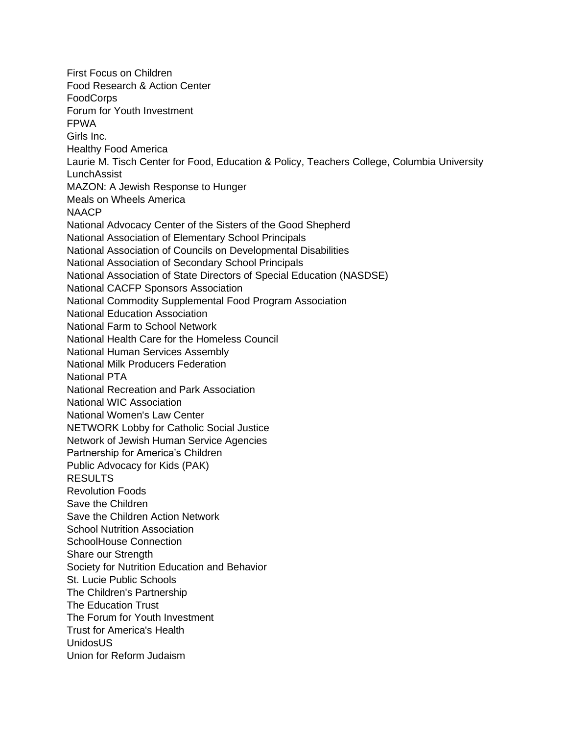First Focus on Children
Food Research & Action Center
FoodCorps
Forum for Youth Investment
FPWA
Girls Inc.
Healthy Food America
Laurie M. Tisch Center for Food, Education & Policy, Teachers College, Columbia University
LunchAssist
MAZON: A Jewish Response to Hunger
Meals on Wheels America
NAACP
National Advocacy Center of the Sisters of the Good Shepherd
National Association of Elementary School Principals
National Association of Councils on Developmental Disabilities
National Association of Secondary School Principals
National Association of State Directors of Special Education (NASDSE)
National CACFP Sponsors Association
National Commodity Supplemental Food Program Association
National Education Association
National Farm to School Network
National Health Care for the Homeless Council
National Human Services Assembly
National Milk Producers Federation
National PTA
National Recreation and Park Association
National WIC Association
National Women's Law Center
NETWORK Lobby for Catholic Social Justice
Network of Jewish Human Service Agencies
Partnership for America's Children
Public Advocacy for Kids (PAK)
RESULTS
Revolution Foods
Save the Children
Save the Children Action Network
School Nutrition Association
SchoolHouse Connection
Share our Strength
Society for Nutrition Education and Behavior
St. Lucie Public Schools
The Children's Partnership
The Education Trust
The Forum for Youth Investment
Trust for America's Health
UnidosUS
Union for Reform Judaism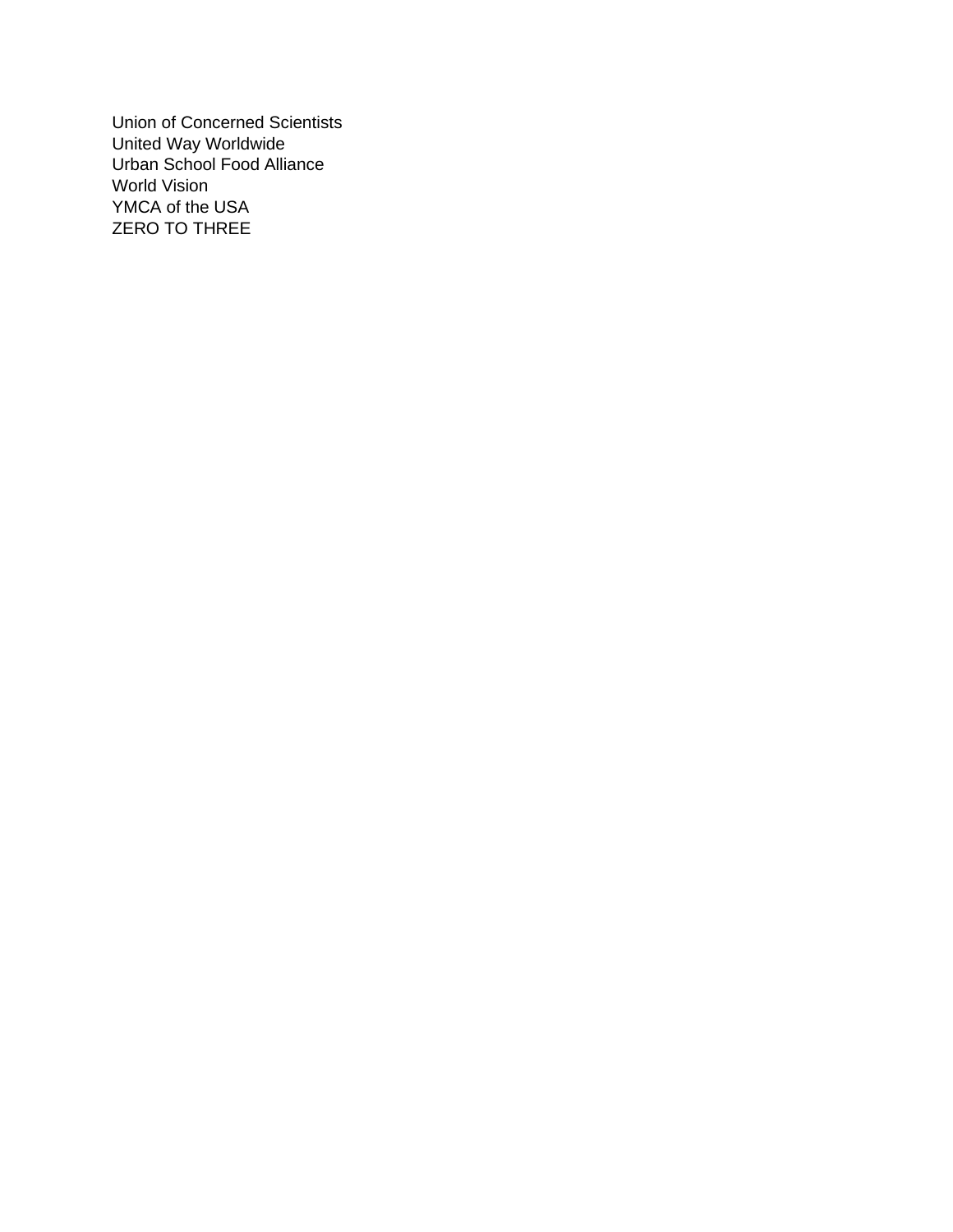Union of Concerned Scientists
United Way Worldwide
Urban School Food Alliance
World Vision
YMCA of the USA
ZERO TO THREE